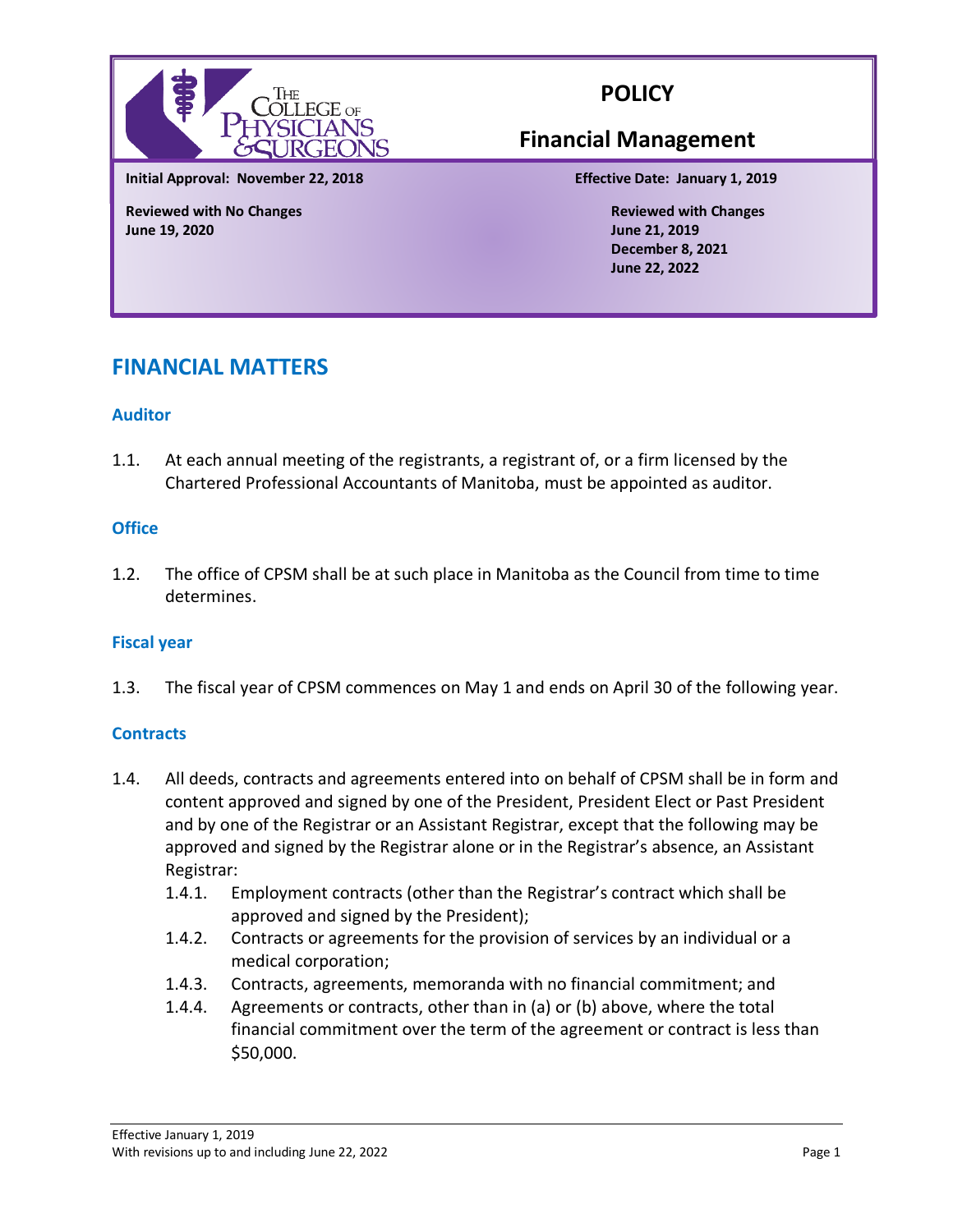# POLICY

## Financial Management

**Initial Approval: November 22, 2018**

**Effective Date: January 1, 2019**

**Reviewed with No Changes**
**June 19, 2020**

**Reviewed with Changes**
**June 21, 2019**
**December 8, 2021**
**June 22, 2022**

## FINANCIAL MATTERS

### Auditor

1.1. At each annual meeting of the registrants, a registrant of, or a firm licensed by the Chartered Professional Accountants of Manitoba, must be appointed as auditor.

### Office

1.2. The office of CPSM shall be at such place in Manitoba as the Council from time to time determines.

### Fiscal year

1.3. The fiscal year of CPSM commences on May 1 and ends on April 30 of the following year.

### Contracts

1.4. All deeds, contracts and agreements entered into on behalf of CPSM shall be in form and content approved and signed by one of the President, President Elect or Past President and by one of the Registrar or an Assistant Registrar, except that the following may be approved and signed by the Registrar alone or in the Registrar's absence, an Assistant Registrar:

   1.4.1. Employment contracts (other than the Registrar's contract which shall be approved and signed by the President);

   1.4.2. Contracts or agreements for the provision of services by an individual or a medical corporation;

   1.4.3. Contracts, agreements, memoranda with no financial commitment; and

   1.4.4. Agreements or contracts, other than in (a) or (b) above, where the total financial commitment over the term of the agreement or contract is less than $50,000.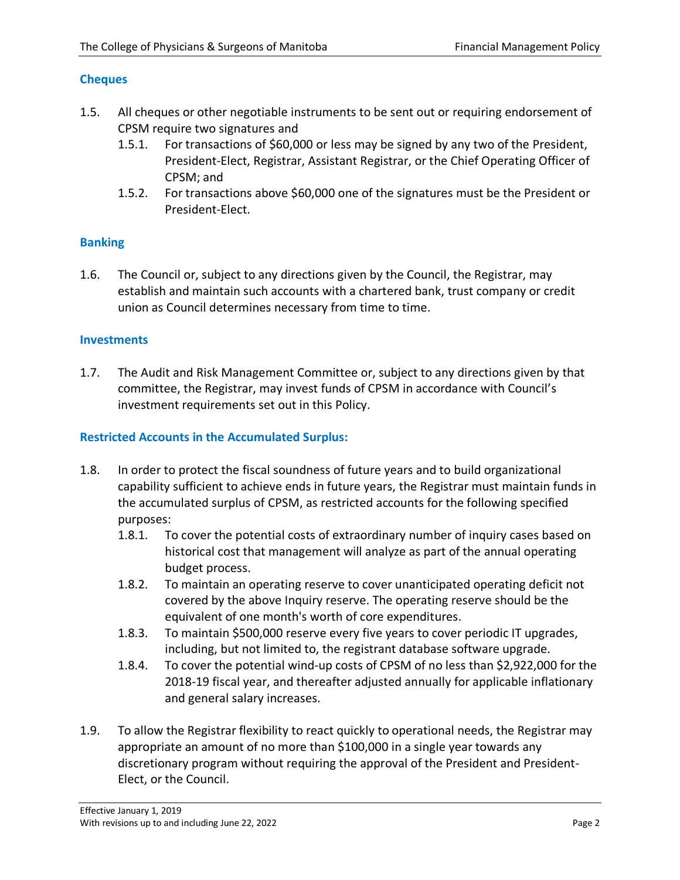### Cheques

1.5. All cheques or other negotiable instruments to be sent out or requiring endorsement of CPSM require two signatures and
   1.5.1. For transactions of $60,000 or less may be signed by any two of the President, President-Elect, Registrar, Assistant Registrar, or the Chief Operating Officer of CPSM; and
   1.5.2. For transactions above $60,000 one of the signatures must be the President or President-Elect.

### Banking

1.6. The Council or, subject to any directions given by the Council, the Registrar, may establish and maintain such accounts with a chartered bank, trust company or credit union as Council determines necessary from time to time.

### Investments

1.7. The Audit and Risk Management Committee or, subject to any directions given by that committee, the Registrar, may invest funds of CPSM in accordance with Council's investment requirements set out in this Policy.

### Restricted Accounts in the Accumulated Surplus:

1.8. In order to protect the fiscal soundness of future years and to build organizational capability sufficient to achieve ends in future years, the Registrar must maintain funds in the accumulated surplus of CPSM, as restricted accounts for the following specified purposes:
   1.8.1. To cover the potential costs of extraordinary number of inquiry cases based on historical cost that management will analyze as part of the annual operating budget process.
   1.8.2. To maintain an operating reserve to cover unanticipated operating deficit not covered by the above Inquiry reserve. The operating reserve should be the equivalent of one month's worth of core expenditures.
   1.8.3. To maintain $500,000 reserve every five years to cover periodic IT upgrades, including, but not limited to, the registrant database software upgrade.
   1.8.4. To cover the potential wind-up costs of CPSM of no less than $2,922,000 for the 2018-19 fiscal year, and thereafter adjusted annually for applicable inflationary and general salary increases.

1.9. To allow the Registrar flexibility to react quickly to operational needs, the Registrar may appropriate an amount of no more than $100,000 in a single year towards any discretionary program without requiring the approval of the President and President-Elect, or the Council.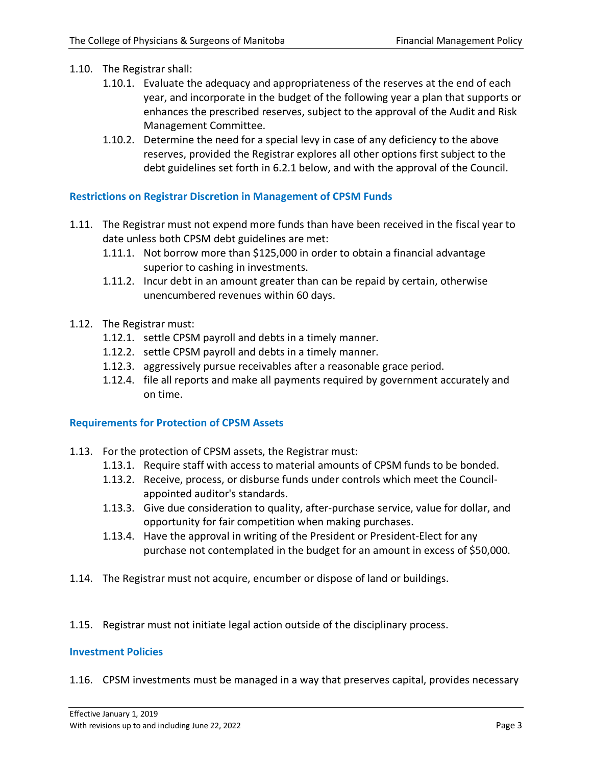1.10. The Registrar shall:

1.10.1. Evaluate the adequacy and appropriateness of the reserves at the end of each year, and incorporate in the budget of the following year a plan that supports or enhances the prescribed reserves, subject to the approval of the Audit and Risk Management Committee.

1.10.2. Determine the need for a special levy in case of any deficiency to the above reserves, provided the Registrar explores all other options first subject to the debt guidelines set forth in 6.2.1 below, and with the approval of the Council.

### Restrictions on Registrar Discretion in Management of CPSM Funds

1.11. The Registrar must not expend more funds than have been received in the fiscal year to date unless both CPSM debt guidelines are met:

1.11.1. Not borrow more than $125,000 in order to obtain a financial advantage superior to cashing in investments.

1.11.2. Incur debt in an amount greater than can be repaid by certain, otherwise unencumbered revenues within 60 days.

1.12. The Registrar must:

1.12.1. settle CPSM payroll and debts in a timely manner.

1.12.2. settle CPSM payroll and debts in a timely manner.

1.12.3. aggressively pursue receivables after a reasonable grace period.

1.12.4. file all reports and make all payments required by government accurately and on time.

### Requirements for Protection of CPSM Assets

1.13. For the protection of CPSM assets, the Registrar must:

1.13.1. Require staff with access to material amounts of CPSM funds to be bonded.

1.13.2. Receive, process, or disburse funds under controls which meet the Council-appointed auditor's standards.

1.13.3. Give due consideration to quality, after-purchase service, value for dollar, and opportunity for fair competition when making purchases.

1.13.4. Have the approval in writing of the President or President-Elect for any purchase not contemplated in the budget for an amount in excess of $50,000.

1.14. The Registrar must not acquire, encumber or dispose of land or buildings.

1.15. Registrar must not initiate legal action outside of the disciplinary process.

### Investment Policies

1.16. CPSM investments must be managed in a way that preserves capital, provides necessary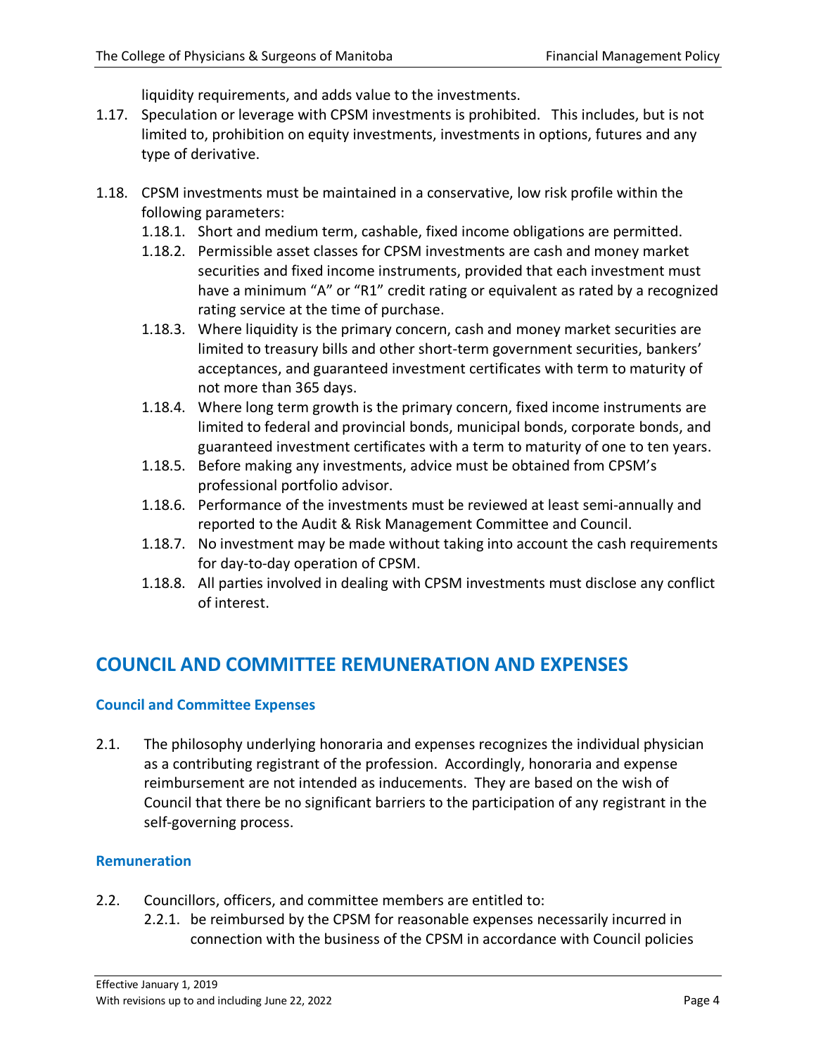liquidity requirements, and adds value to the investments.

1.17. Speculation or leverage with CPSM investments is prohibited. This includes, but is not limited to, prohibition on equity investments, investments in options, futures and any type of derivative.

1.18. CPSM investments must be maintained in a conservative, low risk profile within the following parameters:
   - 1.18.1. Short and medium term, cashable, fixed income obligations are permitted.
   - 1.18.2. Permissible asset classes for CPSM investments are cash and money market securities and fixed income instruments, provided that each investment must have a minimum "A" or "R1" credit rating or equivalent as rated by a recognized rating service at the time of purchase.
   - 1.18.3. Where liquidity is the primary concern, cash and money market securities are limited to treasury bills and other short-term government securities, bankers' acceptances, and guaranteed investment certificates with term to maturity of not more than 365 days.
   - 1.18.4. Where long term growth is the primary concern, fixed income instruments are limited to federal and provincial bonds, municipal bonds, corporate bonds, and guaranteed investment certificates with a term to maturity of one to ten years.
   - 1.18.5. Before making any investments, advice must be obtained from CPSM's professional portfolio advisor.
   - 1.18.6. Performance of the investments must be reviewed at least semi-annually and reported to the Audit & Risk Management Committee and Council.
   - 1.18.7. No investment may be made without taking into account the cash requirements for day-to-day operation of CPSM.
   - 1.18.8. All parties involved in dealing with CPSM investments must disclose any conflict of interest.

## COUNCIL AND COMMITTEE REMUNERATION AND EXPENSES

### Council and Committee Expenses

2.1. The philosophy underlying honoraria and expenses recognizes the individual physician as a contributing registrant of the profession. Accordingly, honoraria and expense reimbursement are not intended as inducements. They are based on the wish of Council that there be no significant barriers to the participation of any registrant in the self-governing process.

### Remuneration

2.2. Councillors, officers, and committee members are entitled to:
   - 2.2.1. be reimbursed by the CPSM for reasonable expenses necessarily incurred in connection with the business of the CPSM in accordance with Council policies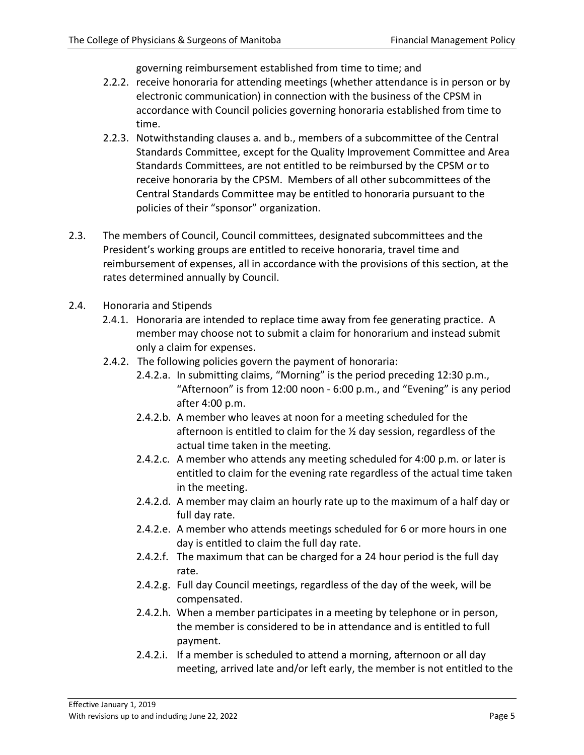governing reimbursement established from time to time; and

- 2.2.2. receive honoraria for attending meetings (whether attendance is in person or by electronic communication) in connection with the business of the CPSM in accordance with Council policies governing honoraria established from time to time.
- 2.2.3. Notwithstanding clauses a. and b., members of a subcommittee of the Central Standards Committee, except for the Quality Improvement Committee and Area Standards Committees, are not entitled to be reimbursed by the CPSM or to receive honoraria by the CPSM. Members of all other subcommittees of the Central Standards Committee may be entitled to honoraria pursuant to the policies of their "sponsor" organization.

2.3. The members of Council, Council committees, designated subcommittees and the President's working groups are entitled to receive honoraria, travel time and reimbursement of expenses, all in accordance with the provisions of this section, at the rates determined annually by Council.

2.4. Honoraria and Stipends

- 2.4.1. Honoraria are intended to replace time away from fee generating practice. A member may choose not to submit a claim for honorarium and instead submit only a claim for expenses.
- 2.4.2. The following policies govern the payment of honoraria:
  - 2.4.2.a. In submitting claims, "Morning" is the period preceding 12:30 p.m., "Afternoon" is from 12:00 noon - 6:00 p.m., and "Evening" is any period after 4:00 p.m.
  - 2.4.2.b. A member who leaves at noon for a meeting scheduled for the afternoon is entitled to claim for the ½ day session, regardless of the actual time taken in the meeting.
  - 2.4.2.c. A member who attends any meeting scheduled for 4:00 p.m. or later is entitled to claim for the evening rate regardless of the actual time taken in the meeting.
  - 2.4.2.d. A member may claim an hourly rate up to the maximum of a half day or full day rate.
  - 2.4.2.e. A member who attends meetings scheduled for 6 or more hours in one day is entitled to claim the full day rate.
  - 2.4.2.f. The maximum that can be charged for a 24 hour period is the full day rate.
  - 2.4.2.g. Full day Council meetings, regardless of the day of the week, will be compensated.
  - 2.4.2.h. When a member participates in a meeting by telephone or in person, the member is considered to be in attendance and is entitled to full payment.
  - 2.4.2.i. If a member is scheduled to attend a morning, afternoon or all day meeting, arrived late and/or left early, the member is not entitled to the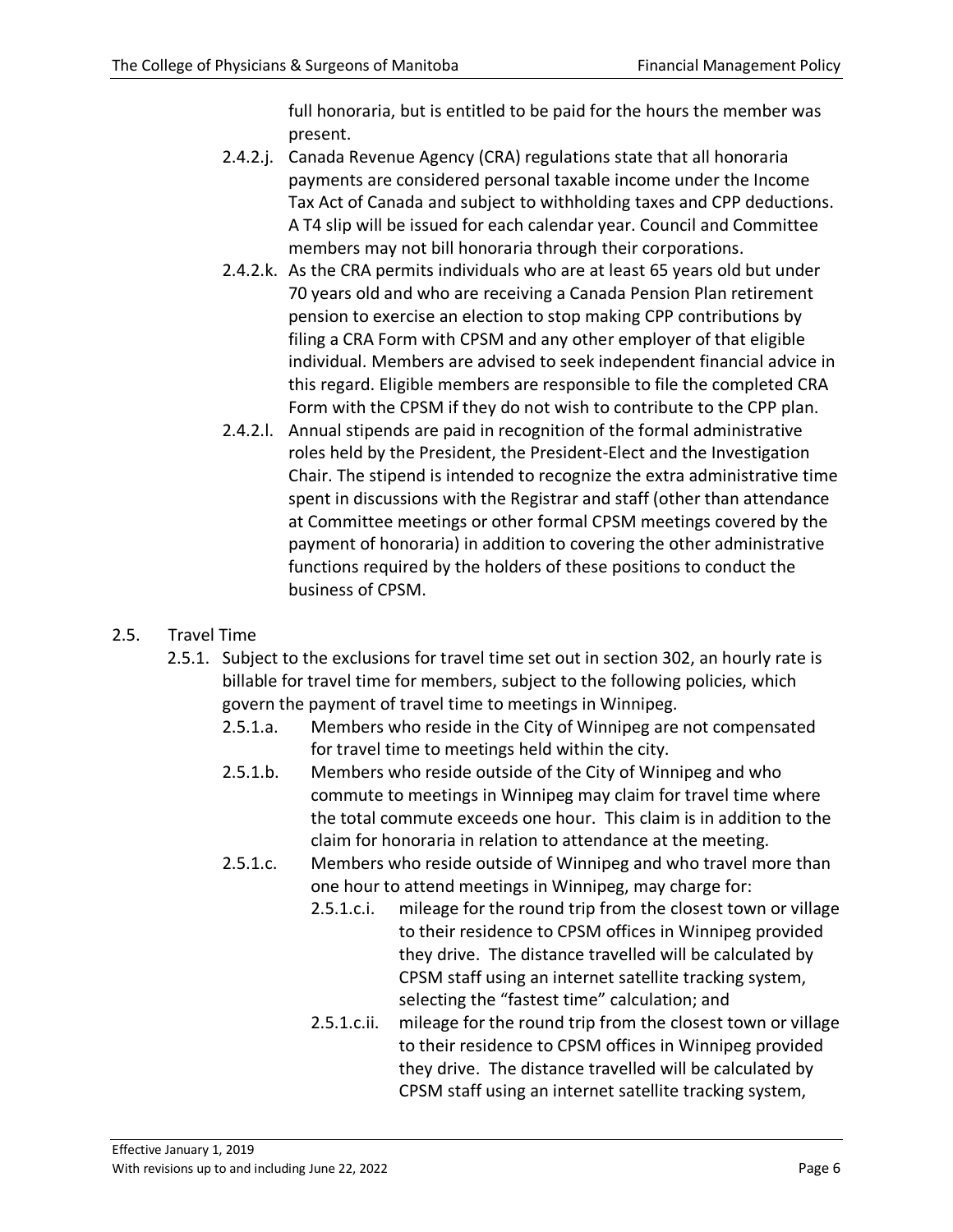full honoraria, but is entitled to be paid for the hours the member was present.

- 2.4.2.j. Canada Revenue Agency (CRA) regulations state that all honoraria payments are considered personal taxable income under the Income Tax Act of Canada and subject to withholding taxes and CPP deductions. A T4 slip will be issued for each calendar year. Council and Committee members may not bill honoraria through their corporations.
- 2.4.2.k. As the CRA permits individuals who are at least 65 years old but under 70 years old and who are receiving a Canada Pension Plan retirement pension to exercise an election to stop making CPP contributions by filing a CRA Form with CPSM and any other employer of that eligible individual. Members are advised to seek independent financial advice in this regard. Eligible members are responsible to file the completed CRA Form with the CPSM if they do not wish to contribute to the CPP plan.
- 2.4.2.l. Annual stipends are paid in recognition of the formal administrative roles held by the President, the President-Elect and the Investigation Chair. The stipend is intended to recognize the extra administrative time spent in discussions with the Registrar and staff (other than attendance at Committee meetings or other formal CPSM meetings covered by the payment of honoraria) in addition to covering the other administrative functions required by the holders of these positions to conduct the business of CPSM.

## 2.5. Travel Time

- 2.5.1. Subject to the exclusions for travel time set out in section 302, an hourly rate is billable for travel time for members, subject to the following policies, which govern the payment of travel time to meetings in Winnipeg.
  - 2.5.1.a. Members who reside in the City of Winnipeg are not compensated for travel time to meetings held within the city.
  - 2.5.1.b. Members who reside outside of the City of Winnipeg and who commute to meetings in Winnipeg may claim for travel time where the total commute exceeds one hour. This claim is in addition to the claim for honoraria in relation to attendance at the meeting.
  - 2.5.1.c. Members who reside outside of Winnipeg and who travel more than one hour to attend meetings in Winnipeg, may charge for:
    - 2.5.1.c.i. mileage for the round trip from the closest town or village to their residence to CPSM offices in Winnipeg provided they drive. The distance travelled will be calculated by CPSM staff using an internet satellite tracking system, selecting the "fastest time" calculation; and
    - 2.5.1.c.ii. mileage for the round trip from the closest town or village to their residence to CPSM offices in Winnipeg provided they drive. The distance travelled will be calculated by CPSM staff using an internet satellite tracking system,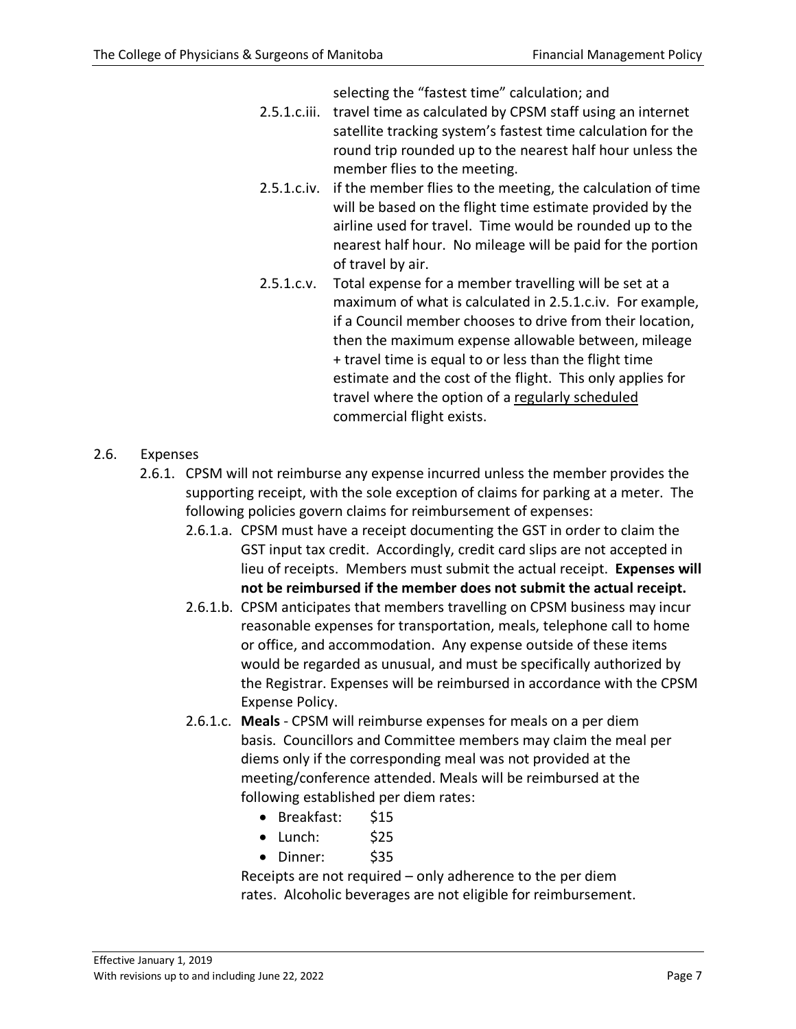selecting the "fastest time" calculation; and

2.5.1.c.iii. travel time as calculated by CPSM staff using an internet satellite tracking system's fastest time calculation for the round trip rounded up to the nearest half hour unless the member flies to the meeting.

2.5.1.c.iv. if the member flies to the meeting, the calculation of time will be based on the flight time estimate provided by the airline used for travel. Time would be rounded up to the nearest half hour. No mileage will be paid for the portion of travel by air.

2.5.1.c.v. Total expense for a member travelling will be set at a maximum of what is calculated in 2.5.1.c.iv. For example, if a Council member chooses to drive from their location, then the maximum expense allowable between, mileage + travel time is equal to or less than the flight time estimate and the cost of the flight. This only applies for travel where the option of a <u>regularly scheduled</u> commercial flight exists.

2.6. Expenses

2.6.1. CPSM will not reimburse any expense incurred unless the member provides the supporting receipt, with the sole exception of claims for parking at a meter. The following policies govern claims for reimbursement of expenses:

2.6.1.a. CPSM must have a receipt documenting the GST in order to claim the GST input tax credit. Accordingly, credit card slips are not accepted in lieu of receipts. Members must submit the actual receipt. **Expenses will not be reimbursed if the member does not submit the actual receipt.**

2.6.1.b. CPSM anticipates that members travelling on CPSM business may incur reasonable expenses for transportation, meals, telephone call to home or office, and accommodation. Any expense outside of these items would be regarded as unusual, and must be specifically authorized by the Registrar. Expenses will be reimbursed in accordance with the CPSM Expense Policy.

2.6.1.c. **Meals** - CPSM will reimburse expenses for meals on a per diem basis. Councillors and Committee members may claim the meal per diems only if the corresponding meal was not provided at the meeting/conference attended. Meals will be reimbursed at the following established per diem rates:

- Breakfast: $15
- Lunch: $25
- Dinner: $35

Receipts are not required – only adherence to the per diem rates. Alcoholic beverages are not eligible for reimbursement.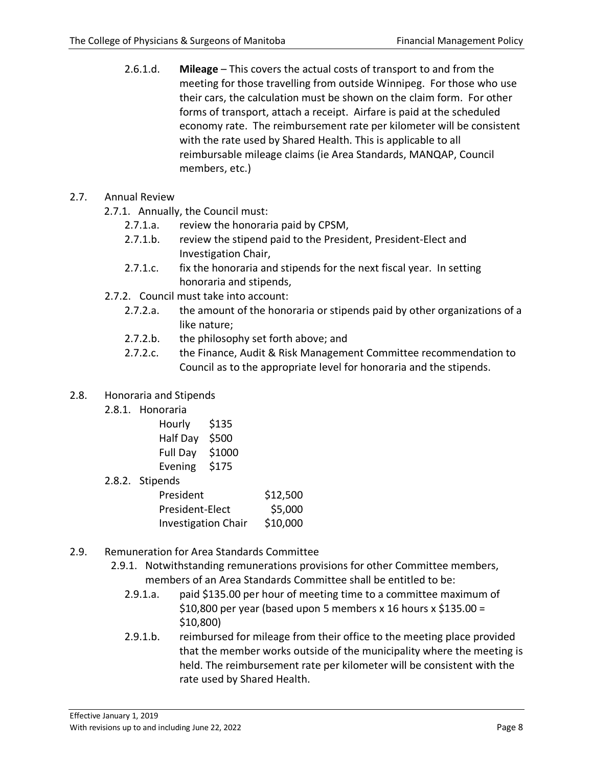2.6.1.d. **Mileage** – This covers the actual costs of transport to and from the meeting for those travelling from outside Winnipeg. For those who use their cars, the calculation must be shown on the claim form. For other forms of transport, attach a receipt. Airfare is paid at the scheduled economy rate. The reimbursement rate per kilometer will be consistent with the rate used by Shared Health. This is applicable to all reimbursable mileage claims (ie Area Standards, MANQAP, Council members, etc.)

2.7. Annual Review

2.7.1. Annually, the Council must:

2.7.1.a. review the honoraria paid by CPSM,

2.7.1.b. review the stipend paid to the President, President-Elect and Investigation Chair,

2.7.1.c. fix the honoraria and stipends for the next fiscal year. In setting honoraria and stipends,

2.7.2. Council must take into account:

2.7.2.a. the amount of the honoraria or stipends paid by other organizations of a like nature;

2.7.2.b. the philosophy set forth above; and

2.7.2.c. the Finance, Audit & Risk Management Committee recommendation to Council as to the appropriate level for honoraria and the stipends.

2.8. Honoraria and Stipends

2.8.1. Honoraria

| | |
|---|---|
| Hourly | \$135 |
| Half Day | \$500 |
| Full Day | \$1000 |
| Evening | \$175 |

2.8.2. Stipends

| | |
|---|---|
| President | \$12,500 |
| President-Elect | \$5,000 |
| Investigation Chair | \$10,000 |

2.9. Remuneration for Area Standards Committee

2.9.1. Notwithstanding remunerations provisions for other Committee members, members of an Area Standards Committee shall be entitled to be:

2.9.1.a. paid \$135.00 per hour of meeting time to a committee maximum of \$10,800 per year (based upon 5 members x 16 hours x \$135.00 = \$10,800)

2.9.1.b. reimbursed for mileage from their office to the meeting place provided that the member works outside of the municipality where the meeting is held. The reimbursement rate per kilometer will be consistent with the rate used by Shared Health.